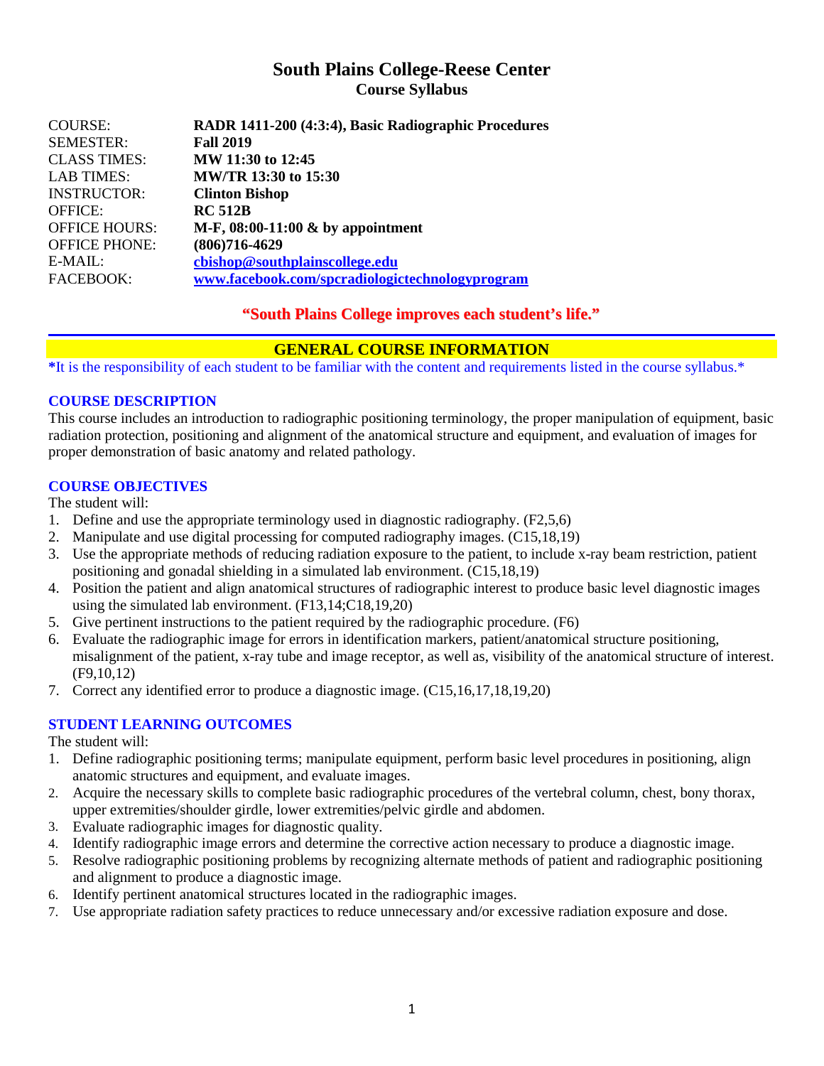# South Plains College-Reese Center

## Course Syllabus

| | |
|---|---|
| COURSE: | **RADR 1411-200 (4:3:4), Basic Radiographic Procedures** |
| SEMESTER: | **Fall 2019** |
| CLASS TIMES: | **MW 11:30 to 12:45** |
| LAB TIMES: | **MW/TR 13:30 to 15:30** |
| INSTRUCTOR: | **Clinton Bishop** |
| OFFICE: | **RC 512B** |
| OFFICE HOURS: | **M-F, 08:00-11:00 & by appointment** |
| OFFICE PHONE: | **(806)716-4629** |
| E-MAIL: | **cbishop@southplainscollege.edu** |
| FACEBOOK: | **www.facebook.com/spcradiologictechnologyprogram** |

**"South Plains College improves each student's life."**

## GENERAL COURSE INFORMATION

**\***It is the responsibility of each student to be familiar with the content and requirements listed in the course syllabus.*

### COURSE DESCRIPTION

This course includes an introduction to radiographic positioning terminology, the proper manipulation of equipment, basic radiation protection, positioning and alignment of the anatomical structure and equipment, and evaluation of images for proper demonstration of basic anatomy and related pathology.

### COURSE OBJECTIVES

The student will:

1. Define and use the appropriate terminology used in diagnostic radiography. (F2,5,6)
2. Manipulate and use digital processing for computed radiography images. (C15,18,19)
3. Use the appropriate methods of reducing radiation exposure to the patient, to include x-ray beam restriction, patient positioning and gonadal shielding in a simulated lab environment. (C15,18,19)
4. Position the patient and align anatomical structures of radiographic interest to produce basic level diagnostic images using the simulated lab environment. (F13,14;C18,19,20)
5. Give pertinent instructions to the patient required by the radiographic procedure. (F6)
6. Evaluate the radiographic image for errors in identification markers, patient/anatomical structure positioning, misalignment of the patient, x-ray tube and image receptor, as well as, visibility of the anatomical structure of interest. (F9,10,12)
7. Correct any identified error to produce a diagnostic image. (C15,16,17,18,19,20)

### STUDENT LEARNING OUTCOMES

The student will:

1. Define radiographic positioning terms; manipulate equipment, perform basic level procedures in positioning, align anatomic structures and equipment, and evaluate images.
2. Acquire the necessary skills to complete basic radiographic procedures of the vertebral column, chest, bony thorax, upper extremities/shoulder girdle, lower extremities/pelvic girdle and abdomen.
3. Evaluate radiographic images for diagnostic quality.
4. Identify radiographic image errors and determine the corrective action necessary to produce a diagnostic image.
5. Resolve radiographic positioning problems by recognizing alternate methods of patient and radiographic positioning and alignment to produce a diagnostic image.
6. Identify pertinent anatomical structures located in the radiographic images.
7. Use appropriate radiation safety practices to reduce unnecessary and/or excessive radiation exposure and dose.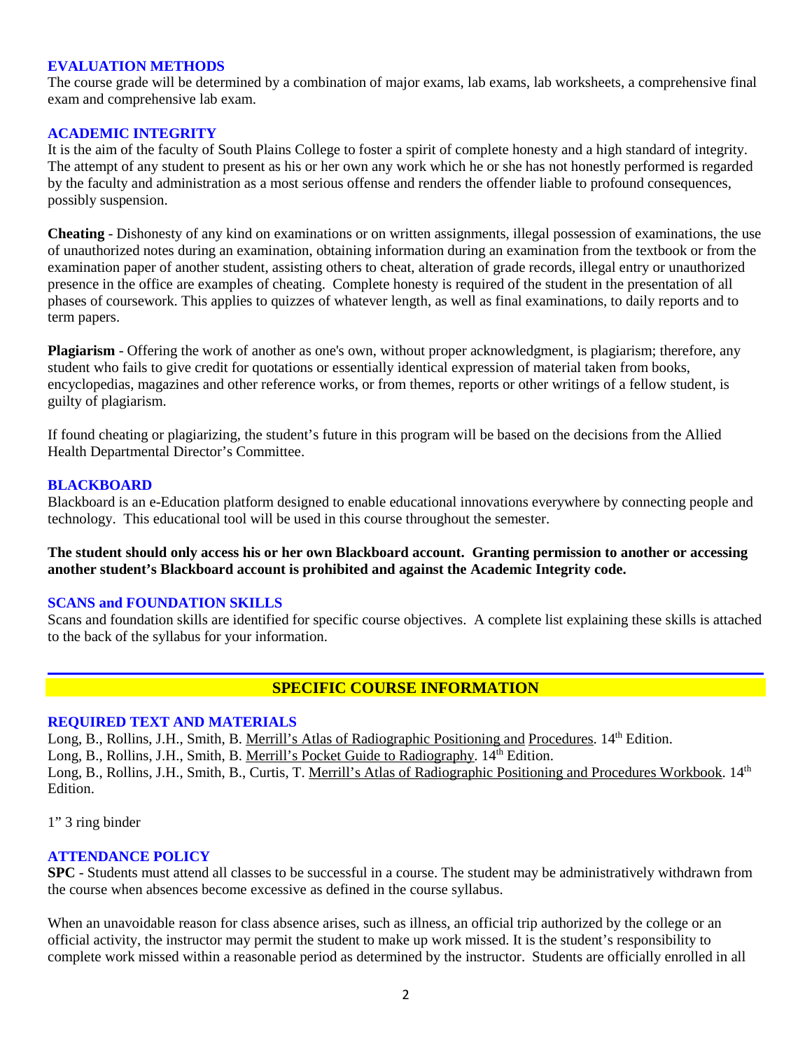### EVALUATION METHODS

The course grade will be determined by a combination of major exams, lab exams, lab worksheets, a comprehensive final exam and comprehensive lab exam.

### ACADEMIC INTEGRITY

It is the aim of the faculty of South Plains College to foster a spirit of complete honesty and a high standard of integrity. The attempt of any student to present as his or her own any work which he or she has not honestly performed is regarded by the faculty and administration as a most serious offense and renders the offender liable to profound consequences, possibly suspension.

**Cheating** - Dishonesty of any kind on examinations or on written assignments, illegal possession of examinations, the use of unauthorized notes during an examination, obtaining information during an examination from the textbook or from the examination paper of another student, assisting others to cheat, alteration of grade records, illegal entry or unauthorized presence in the office are examples of cheating. Complete honesty is required of the student in the presentation of all phases of coursework. This applies to quizzes of whatever length, as well as final examinations, to daily reports and to term papers.

**Plagiarism** - Offering the work of another as one's own, without proper acknowledgment, is plagiarism; therefore, any student who fails to give credit for quotations or essentially identical expression of material taken from books, encyclopedias, magazines and other reference works, or from themes, reports or other writings of a fellow student, is guilty of plagiarism.

If found cheating or plagiarizing, the student's future in this program will be based on the decisions from the Allied Health Departmental Director's Committee.

### BLACKBOARD

Blackboard is an e-Education platform designed to enable educational innovations everywhere by connecting people and technology. This educational tool will be used in this course throughout the semester.

**The student should only access his or her own Blackboard account. Granting permission to another or accessing another student's Blackboard account is prohibited and against the Academic Integrity code.**

### SCANS and FOUNDATION SKILLS

Scans and foundation skills are identified for specific course objectives. A complete list explaining these skills is attached to the back of the syllabus for your information.

## SPECIFIC COURSE INFORMATION

### REQUIRED TEXT AND MATERIALS

Long, B., Rollins, J.H., Smith, B. Merrill's Atlas of Radiographic Positioning and Procedures. 14th Edition.
Long, B., Rollins, J.H., Smith, B. Merrill's Pocket Guide to Radiography. 14th Edition.
Long, B., Rollins, J.H., Smith, B., Curtis, T. Merrill's Atlas of Radiographic Positioning and Procedures Workbook. 14th Edition.

1" 3 ring binder

### ATTENDANCE POLICY

**SPC** - Students must attend all classes to be successful in a course. The student may be administratively withdrawn from the course when absences become excessive as defined in the course syllabus.

When an unavoidable reason for class absence arises, such as illness, an official trip authorized by the college or an official activity, the instructor may permit the student to make up work missed. It is the student's responsibility to complete work missed within a reasonable period as determined by the instructor. Students are officially enrolled in all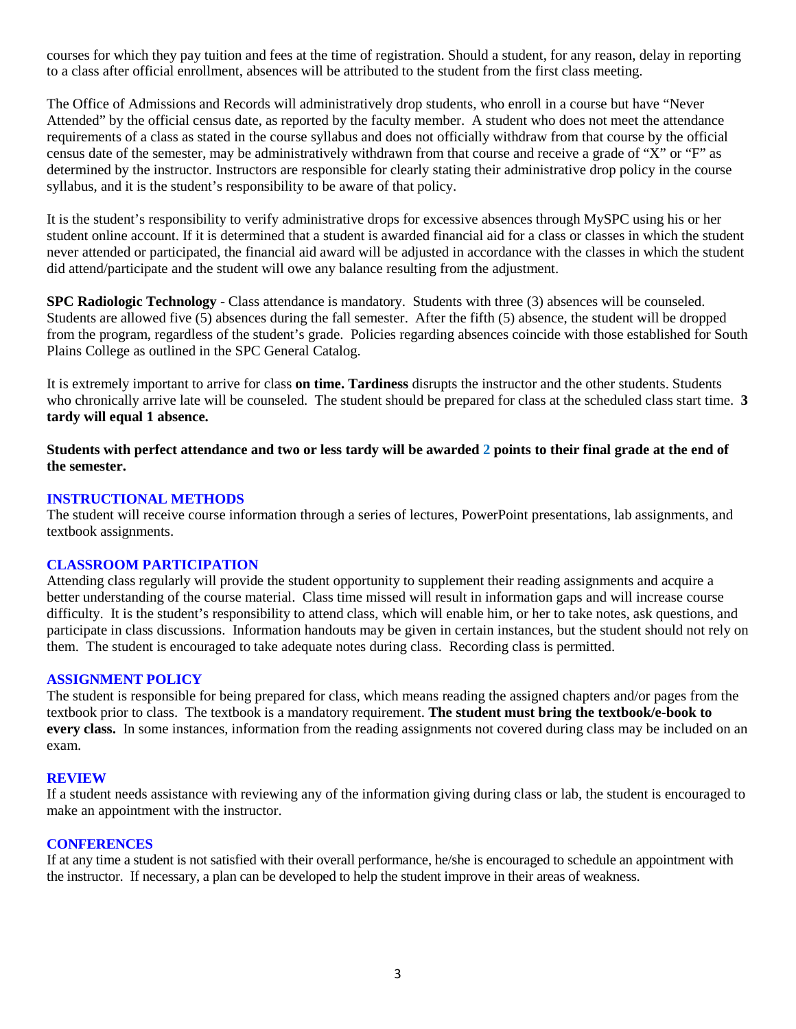courses for which they pay tuition and fees at the time of registration. Should a student, for any reason, delay in reporting to a class after official enrollment, absences will be attributed to the student from the first class meeting.

The Office of Admissions and Records will administratively drop students, who enroll in a course but have "Never Attended" by the official census date, as reported by the faculty member. A student who does not meet the attendance requirements of a class as stated in the course syllabus and does not officially withdraw from that course by the official census date of the semester, may be administratively withdrawn from that course and receive a grade of "X" or "F" as determined by the instructor. Instructors are responsible for clearly stating their administrative drop policy in the course syllabus, and it is the student's responsibility to be aware of that policy.

It is the student's responsibility to verify administrative drops for excessive absences through MySPC using his or her student online account. If it is determined that a student is awarded financial aid for a class or classes in which the student never attended or participated, the financial aid award will be adjusted in accordance with the classes in which the student did attend/participate and the student will owe any balance resulting from the adjustment.

**SPC Radiologic Technology** - Class attendance is mandatory. Students with three (3) absences will be counseled. Students are allowed five (5) absences during the fall semester. After the fifth (5) absence, the student will be dropped from the program, regardless of the student's grade. Policies regarding absences coincide with those established for South Plains College as outlined in the SPC General Catalog.

It is extremely important to arrive for class **on time. Tardiness** disrupts the instructor and the other students. Students who chronically arrive late will be counseled. The student should be prepared for class at the scheduled class start time. **3 tardy will equal 1 absence.**

**Students with perfect attendance and two or less tardy will be awarded 2 points to their final grade at the end of the semester.**

## INSTRUCTIONAL METHODS

The student will receive course information through a series of lectures, PowerPoint presentations, lab assignments, and textbook assignments.

## CLASSROOM PARTICIPATION

Attending class regularly will provide the student opportunity to supplement their reading assignments and acquire a better understanding of the course material. Class time missed will result in information gaps and will increase course difficulty. It is the student's responsibility to attend class, which will enable him, or her to take notes, ask questions, and participate in class discussions. Information handouts may be given in certain instances, but the student should not rely on them. The student is encouraged to take adequate notes during class. Recording class is permitted.

## ASSIGNMENT POLICY

The student is responsible for being prepared for class, which means reading the assigned chapters and/or pages from the textbook prior to class. The textbook is a mandatory requirement. **The student must bring the textbook/e-book to every class.** In some instances, information from the reading assignments not covered during class may be included on an exam.

## REVIEW

If a student needs assistance with reviewing any of the information giving during class or lab, the student is encouraged to make an appointment with the instructor.

## CONFERENCES

If at any time a student is not satisfied with their overall performance, he/she is encouraged to schedule an appointment with the instructor. If necessary, a plan can be developed to help the student improve in their areas of weakness.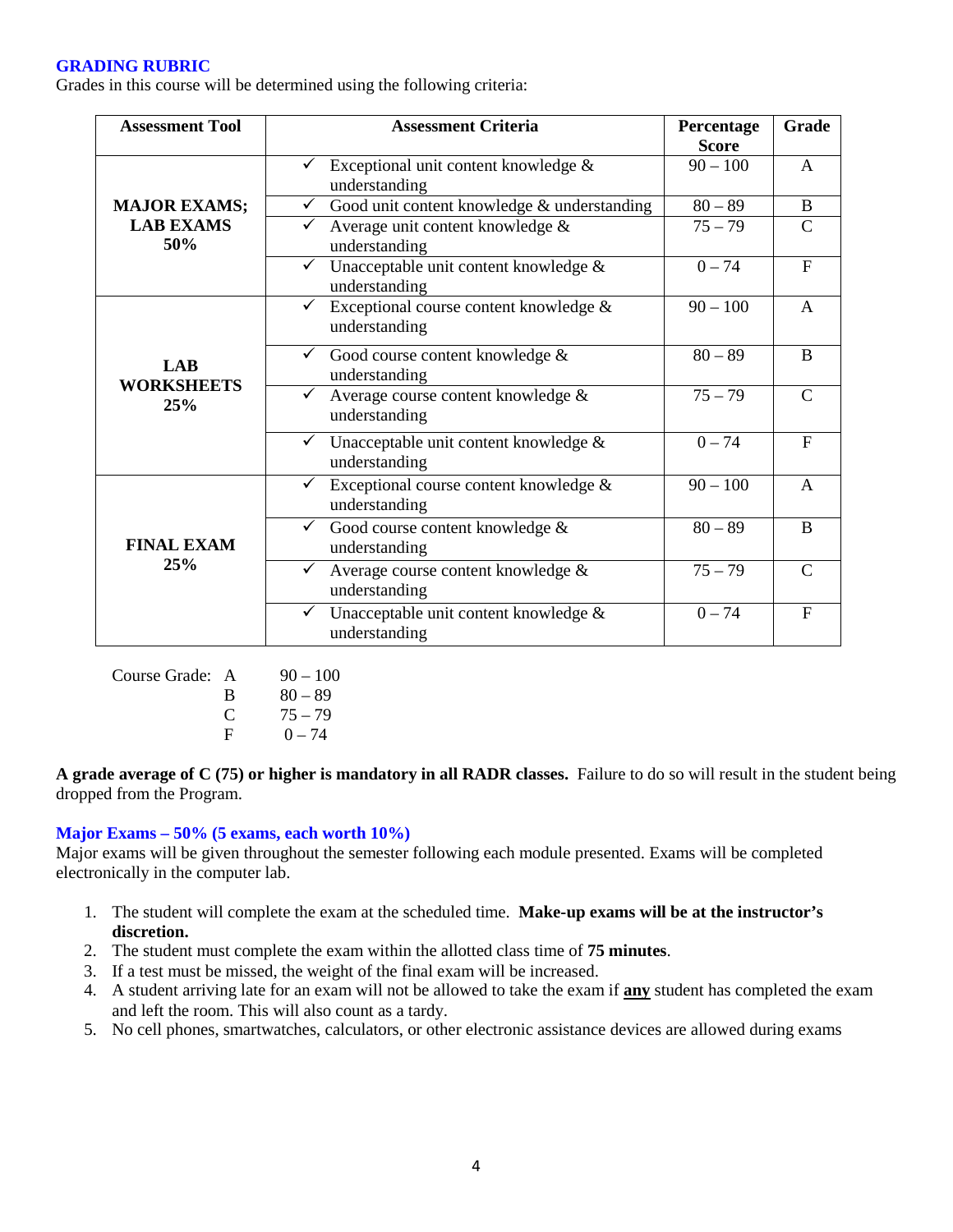## GRADING RUBRIC

Grades in this course will be determined using the following criteria:

| Assessment Tool | Assessment Criteria | Percentage Score | Grade |
|---|---|---|---|
| **MAJOR EXAMS; LAB EXAMS 50%** | ✓ Exceptional unit content knowledge & understanding | 90 – 100 | A |
| | ✓ Good unit content knowledge & understanding | 80 – 89 | B |
| | ✓ Average unit content knowledge & understanding | 75 – 79 | C |
| | ✓ Unacceptable unit content knowledge & understanding | 0 – 74 | F |
| **LAB WORKSHEETS 25%** | ✓ Exceptional course content knowledge & understanding | 90 – 100 | A |
| | ✓ Good course content knowledge & understanding | 80 – 89 | B |
| | ✓ Average course content knowledge & understanding | 75 – 79 | C |
| | ✓ Unacceptable unit content knowledge & understanding | 0 – 74 | F |
| **FINAL EXAM 25%** | ✓ Exceptional course content knowledge & understanding | 90 – 100 | A |
| | ✓ Good course content knowledge & understanding | 80 – 89 | B |
| | ✓ Average course content knowledge & understanding | 75 – 79 | C |
| | ✓ Unacceptable unit content knowledge & understanding | 0 – 74 | F |

Course Grade:

| | |
|---|---|
| A | 90 – 100 |
| B | 80 – 89 |
| C | 75 – 79 |
| F | 0 – 74 |

**A grade average of C (75) or higher is mandatory in all RADR classes.** Failure to do so will result in the student being dropped from the Program.

### Major Exams – 50% (5 exams, each worth 10%)

Major exams will be given throughout the semester following each module presented. Exams will be completed electronically in the computer lab.

1. The student will complete the exam at the scheduled time. **Make-up exams will be at the instructor's discretion.**
2. The student must complete the exam within the allotted class time of **75 minutes**.
3. If a test must be missed, the weight of the final exam will be increased.
4. A student arriving late for an exam will not be allowed to take the exam if **any** student has completed the exam and left the room. This will also count as a tardy.
5. No cell phones, smartwatches, calculators, or other electronic assistance devices are allowed during exams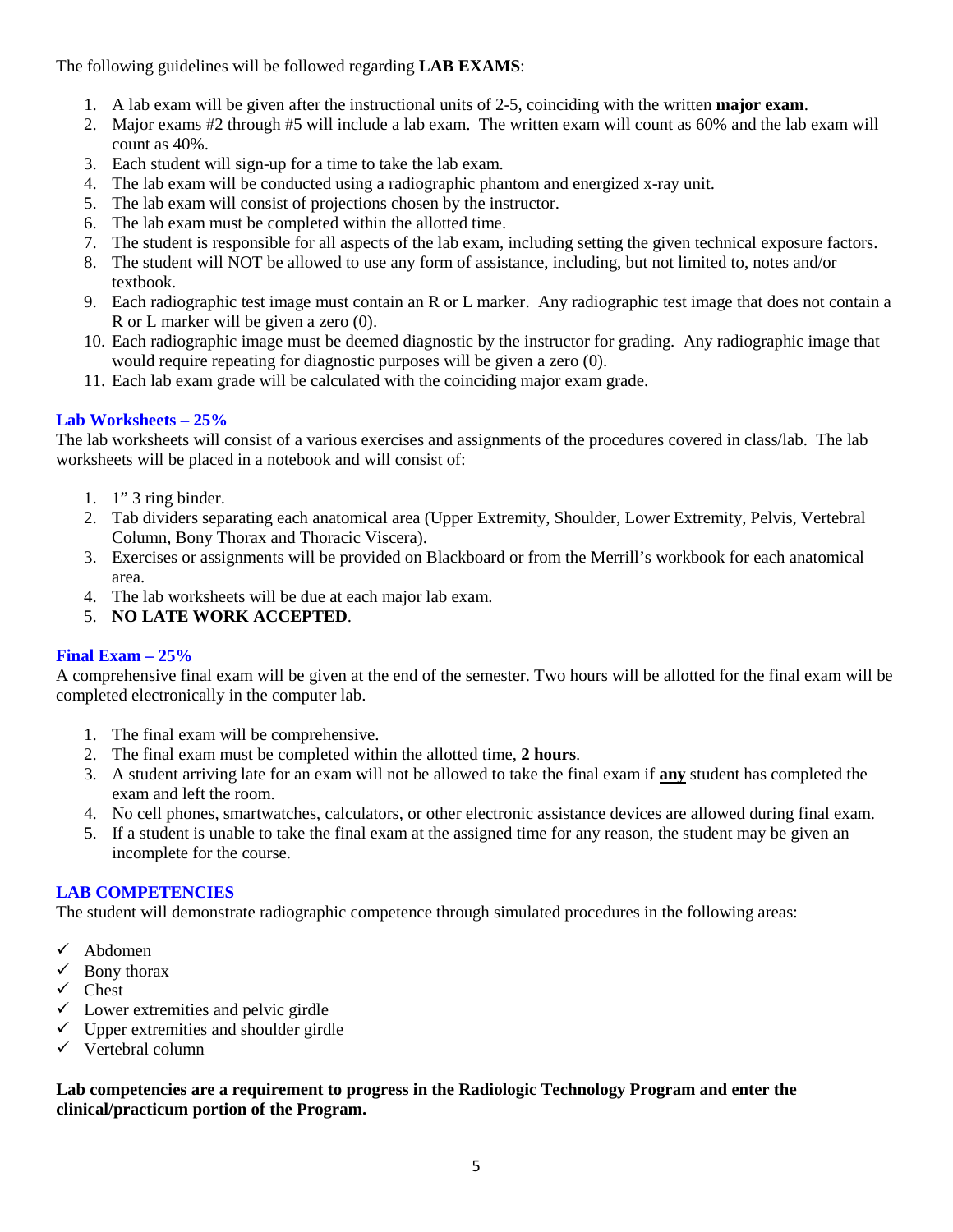The following guidelines will be followed regarding **LAB EXAMS**:

1. A lab exam will be given after the instructional units of 2-5, coinciding with the written **major exam**.
2. Major exams #2 through #5 will include a lab exam. The written exam will count as 60% and the lab exam will count as 40%.
3. Each student will sign-up for a time to take the lab exam.
4. The lab exam will be conducted using a radiographic phantom and energized x-ray unit.
5. The lab exam will consist of projections chosen by the instructor.
6. The lab exam must be completed within the allotted time.
7. The student is responsible for all aspects of the lab exam, including setting the given technical exposure factors.
8. The student will NOT be allowed to use any form of assistance, including, but not limited to, notes and/or textbook.
9. Each radiographic test image must contain an R or L marker. Any radiographic test image that does not contain a R or L marker will be given a zero (0).
10. Each radiographic image must be deemed diagnostic by the instructor for grading. Any radiographic image that would require repeating for diagnostic purposes will be given a zero (0).
11. Each lab exam grade will be calculated with the coinciding major exam grade.

### Lab Worksheets – 25%

The lab worksheets will consist of a various exercises and assignments of the procedures covered in class/lab. The lab worksheets will be placed in a notebook and will consist of:

1. 1" 3 ring binder.
2. Tab dividers separating each anatomical area (Upper Extremity, Shoulder, Lower Extremity, Pelvis, Vertebral Column, Bony Thorax and Thoracic Viscera).
3. Exercises or assignments will be provided on Blackboard or from the Merrill's workbook for each anatomical area.
4. The lab worksheets will be due at each major lab exam.
5. **NO LATE WORK ACCEPTED**.

### Final Exam – 25%

A comprehensive final exam will be given at the end of the semester. Two hours will be allotted for the final exam will be completed electronically in the computer lab.

1. The final exam will be comprehensive.
2. The final exam must be completed within the allotted time, **2 hours**.
3. A student arriving late for an exam will not be allowed to take the final exam if **any** student has completed the exam and left the room.
4. No cell phones, smartwatches, calculators, or other electronic assistance devices are allowed during final exam.
5. If a student is unable to take the final exam at the assigned time for any reason, the student may be given an incomplete for the course.

### LAB COMPETENCIES

The student will demonstrate radiographic competence through simulated procedures in the following areas:

- ✓ Abdomen
- ✓ Bony thorax
- ✓ Chest
- ✓ Lower extremities and pelvic girdle
- ✓ Upper extremities and shoulder girdle
- ✓ Vertebral column

**Lab competencies are a requirement to progress in the Radiologic Technology Program and enter the clinical/practicum portion of the Program.**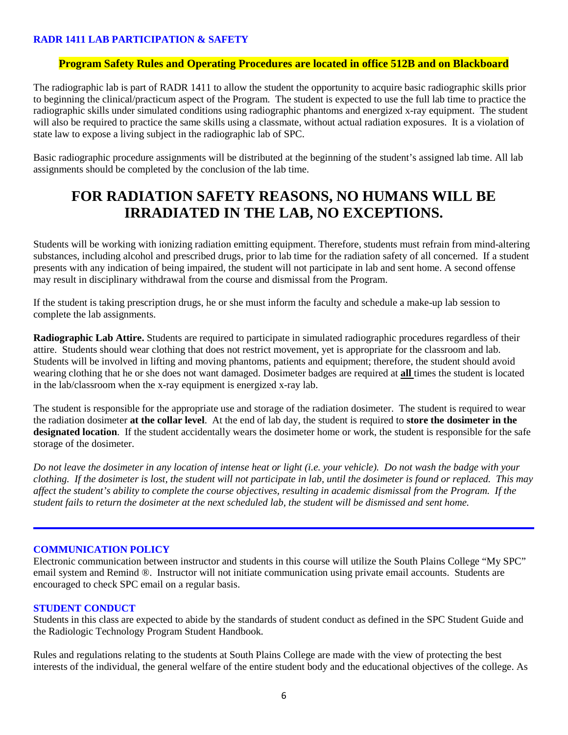### RADR 1411 LAB PARTICIPATION & SAFETY

**Program Safety Rules and Operating Procedures are located in office 512B and on Blackboard**

The radiographic lab is part of RADR 1411 to allow the student the opportunity to acquire basic radiographic skills prior to beginning the clinical/practicum aspect of the Program. The student is expected to use the full lab time to practice the radiographic skills under simulated conditions using radiographic phantoms and energized x-ray equipment. The student will also be required to practice the same skills using a classmate, without actual radiation exposures. It is a violation of state law to expose a living subject in the radiographic lab of SPC.

Basic radiographic procedure assignments will be distributed at the beginning of the student's assigned lab time. All lab assignments should be completed by the conclusion of the lab time.

# FOR RADIATION SAFETY REASONS, NO HUMANS WILL BE IRRADIATED IN THE LAB, NO EXCEPTIONS.

Students will be working with ionizing radiation emitting equipment. Therefore, students must refrain from mind-altering substances, including alcohol and prescribed drugs, prior to lab time for the radiation safety of all concerned. If a student presents with any indication of being impaired, the student will not participate in lab and sent home. A second offense may result in disciplinary withdrawal from the course and dismissal from the Program.

If the student is taking prescription drugs, he or she must inform the faculty and schedule a make-up lab session to complete the lab assignments.

**Radiographic Lab Attire.** Students are required to participate in simulated radiographic procedures regardless of their attire. Students should wear clothing that does not restrict movement, yet is appropriate for the classroom and lab. Students will be involved in lifting and moving phantoms, patients and equipment; therefore, the student should avoid wearing clothing that he or she does not want damaged. Dosimeter badges are required at **all** times the student is located in the lab/classroom when the x-ray equipment is energized x-ray lab.

The student is responsible for the appropriate use and storage of the radiation dosimeter. The student is required to wear the radiation dosimeter **at the collar level**. At the end of lab day, the student is required to **store the dosimeter in the designated location**. If the student accidentally wears the dosimeter home or work, the student is responsible for the safe storage of the dosimeter.

*Do not leave the dosimeter in any location of intense heat or light (i.e. your vehicle). Do not wash the badge with your clothing. If the dosimeter is lost, the student will not participate in lab, until the dosimeter is found or replaced. This may affect the student's ability to complete the course objectives, resulting in academic dismissal from the Program. If the student fails to return the dosimeter at the next scheduled lab, the student will be dismissed and sent home.*

---

### COMMUNICATION POLICY

Electronic communication between instructor and students in this course will utilize the South Plains College "My SPC" email system and Remind ®. Instructor will not initiate communication using private email accounts. Students are encouraged to check SPC email on a regular basis.

### STUDENT CONDUCT

Students in this class are expected to abide by the standards of student conduct as defined in the SPC Student Guide and the Radiologic Technology Program Student Handbook.

Rules and regulations relating to the students at South Plains College are made with the view of protecting the best interests of the individual, the general welfare of the entire student body and the educational objectives of the college. As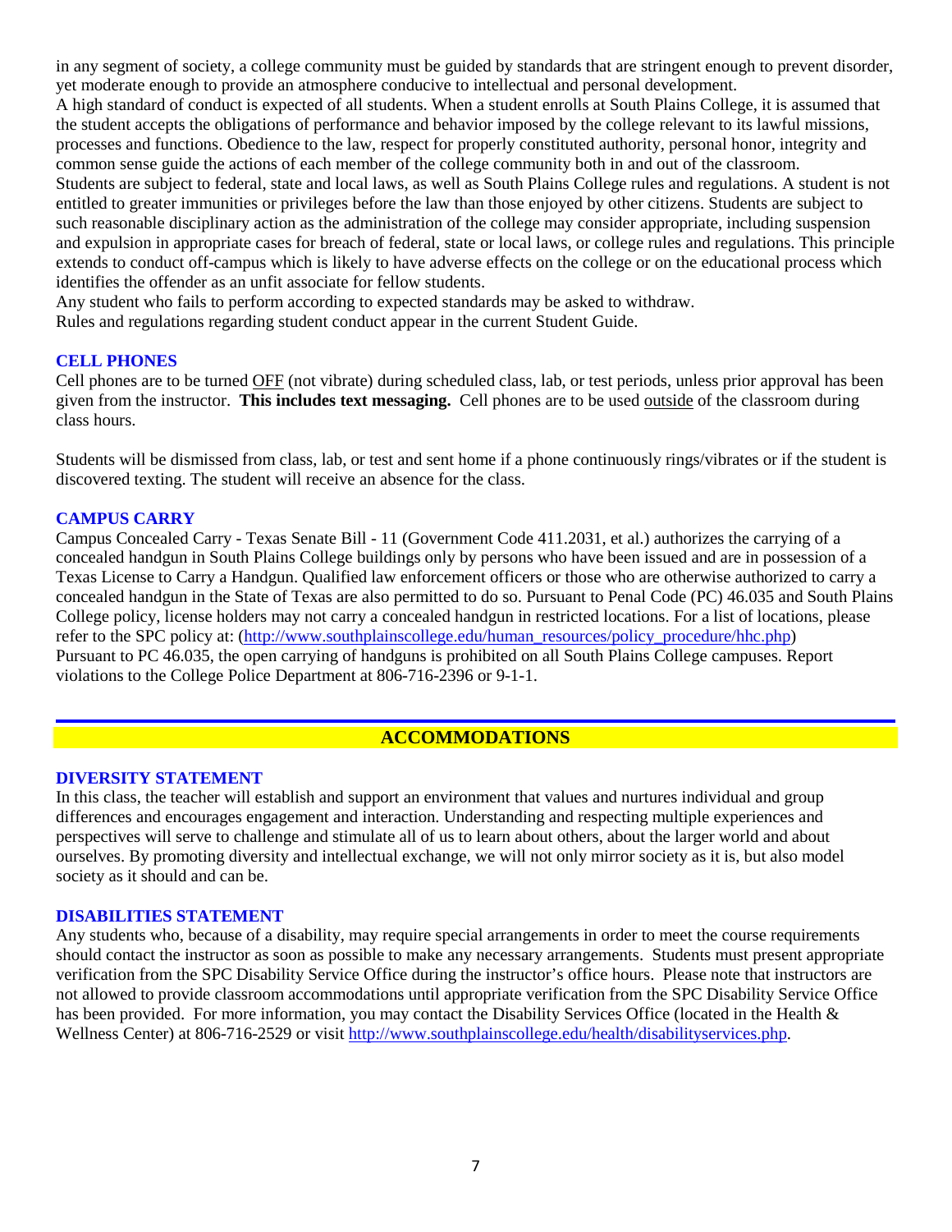in any segment of society, a college community must be guided by standards that are stringent enough to prevent disorder, yet moderate enough to provide an atmosphere conducive to intellectual and personal development.

A high standard of conduct is expected of all students. When a student enrolls at South Plains College, it is assumed that the student accepts the obligations of performance and behavior imposed by the college relevant to its lawful missions, processes and functions. Obedience to the law, respect for properly constituted authority, personal honor, integrity and common sense guide the actions of each member of the college community both in and out of the classroom.

Students are subject to federal, state and local laws, as well as South Plains College rules and regulations. A student is not entitled to greater immunities or privileges before the law than those enjoyed by other citizens. Students are subject to such reasonable disciplinary action as the administration of the college may consider appropriate, including suspension and expulsion in appropriate cases for breach of federal, state or local laws, or college rules and regulations. This principle extends to conduct off-campus which is likely to have adverse effects on the college or on the educational process which identifies the offender as an unfit associate for fellow students.

Any student who fails to perform according to expected standards may be asked to withdraw.

Rules and regulations regarding student conduct appear in the current Student Guide.

### CELL PHONES

Cell phones are to be turned OFF (not vibrate) during scheduled class, lab, or test periods, unless prior approval has been given from the instructor. **This includes text messaging.** Cell phones are to be used outside of the classroom during class hours.

Students will be dismissed from class, lab, or test and sent home if a phone continuously rings/vibrates or if the student is discovered texting. The student will receive an absence for the class.

### CAMPUS CARRY

Campus Concealed Carry - Texas Senate Bill - 11 (Government Code 411.2031, et al.) authorizes the carrying of a concealed handgun in South Plains College buildings only by persons who have been issued and are in possession of a Texas License to Carry a Handgun. Qualified law enforcement officers or those who are otherwise authorized to carry a concealed handgun in the State of Texas are also permitted to do so. Pursuant to Penal Code (PC) 46.035 and South Plains College policy, license holders may not carry a concealed handgun in restricted locations. For a list of locations, please refer to the SPC policy at: (http://www.southplainscollege.edu/human_resources/policy_procedure/hhc.php)

Pursuant to PC 46.035, the open carrying of handguns is prohibited on all South Plains College campuses. Report violations to the College Police Department at 806-716-2396 or 9-1-1.

## ACCOMMODATIONS

### DIVERSITY STATEMENT

In this class, the teacher will establish and support an environment that values and nurtures individual and group differences and encourages engagement and interaction. Understanding and respecting multiple experiences and perspectives will serve to challenge and stimulate all of us to learn about others, about the larger world and about ourselves. By promoting diversity and intellectual exchange, we will not only mirror society as it is, but also model society as it should and can be.

### DISABILITIES STATEMENT

Any students who, because of a disability, may require special arrangements in order to meet the course requirements should contact the instructor as soon as possible to make any necessary arrangements. Students must present appropriate verification from the SPC Disability Service Office during the instructor's office hours. Please note that instructors are not allowed to provide classroom accommodations until appropriate verification from the SPC Disability Service Office has been provided. For more information, you may contact the Disability Services Office (located in the Health & Wellness Center) at 806-716-2529 or visit http://www.southplainscollege.edu/health/disabilityservices.php.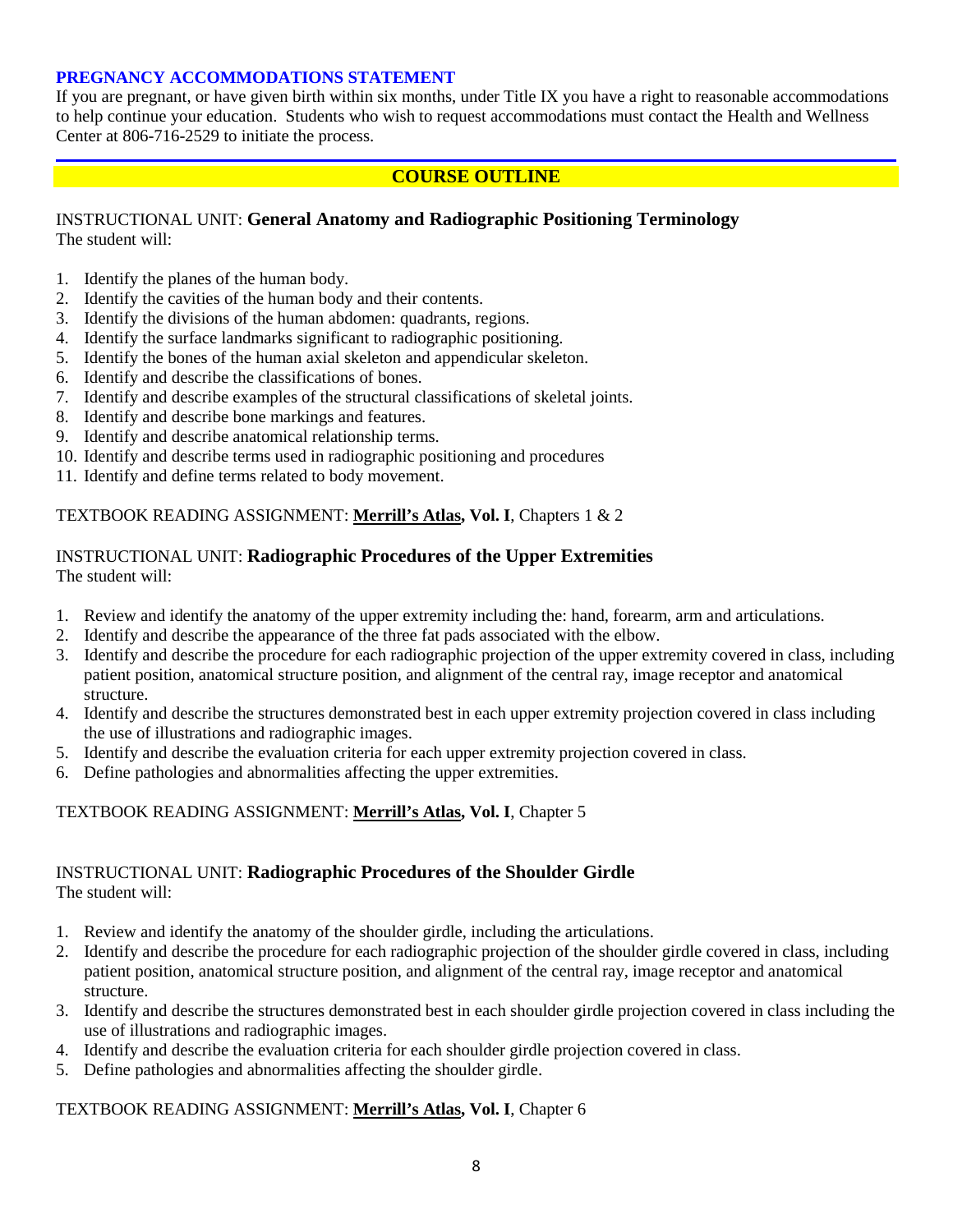## PREGNANCY ACCOMMODATIONS STATEMENT

If you are pregnant, or have given birth within six months, under Title IX you have a right to reasonable accommodations to help continue your education. Students who wish to request accommodations must contact the Health and Wellness Center at 806-716-2529 to initiate the process.

## COURSE OUTLINE

### INSTRUCTIONAL UNIT: **General Anatomy and Radiographic Positioning Terminology**

The student will:

1. Identify the planes of the human body.
2. Identify the cavities of the human body and their contents.
3. Identify the divisions of the human abdomen: quadrants, regions.
4. Identify the surface landmarks significant to radiographic positioning.
5. Identify the bones of the human axial skeleton and appendicular skeleton.
6. Identify and describe the classifications of bones.
7. Identify and describe examples of the structural classifications of skeletal joints.
8. Identify and describe bone markings and features.
9. Identify and describe anatomical relationship terms.
10. Identify and describe terms used in radiographic positioning and procedures
11. Identify and define terms related to body movement.

TEXTBOOK READING ASSIGNMENT: **Merrill's Atlas, Vol. I**, Chapters 1 & 2

### INSTRUCTIONAL UNIT: **Radiographic Procedures of the Upper Extremities**

The student will:

1. Review and identify the anatomy of the upper extremity including the: hand, forearm, arm and articulations.
2. Identify and describe the appearance of the three fat pads associated with the elbow.
3. Identify and describe the procedure for each radiographic projection of the upper extremity covered in class, including patient position, anatomical structure position, and alignment of the central ray, image receptor and anatomical structure.
4. Identify and describe the structures demonstrated best in each upper extremity projection covered in class including the use of illustrations and radiographic images.
5. Identify and describe the evaluation criteria for each upper extremity projection covered in class.
6. Define pathologies and abnormalities affecting the upper extremities.

TEXTBOOK READING ASSIGNMENT: **Merrill's Atlas, Vol. I**, Chapter 5

### INSTRUCTIONAL UNIT: **Radiographic Procedures of the Shoulder Girdle**

The student will:

1. Review and identify the anatomy of the shoulder girdle, including the articulations.
2. Identify and describe the procedure for each radiographic projection of the shoulder girdle covered in class, including patient position, anatomical structure position, and alignment of the central ray, image receptor and anatomical structure.
3. Identify and describe the structures demonstrated best in each shoulder girdle projection covered in class including the use of illustrations and radiographic images.
4. Identify and describe the evaluation criteria for each shoulder girdle projection covered in class.
5. Define pathologies and abnormalities affecting the shoulder girdle.

TEXTBOOK READING ASSIGNMENT: **Merrill's Atlas, Vol. I**, Chapter 6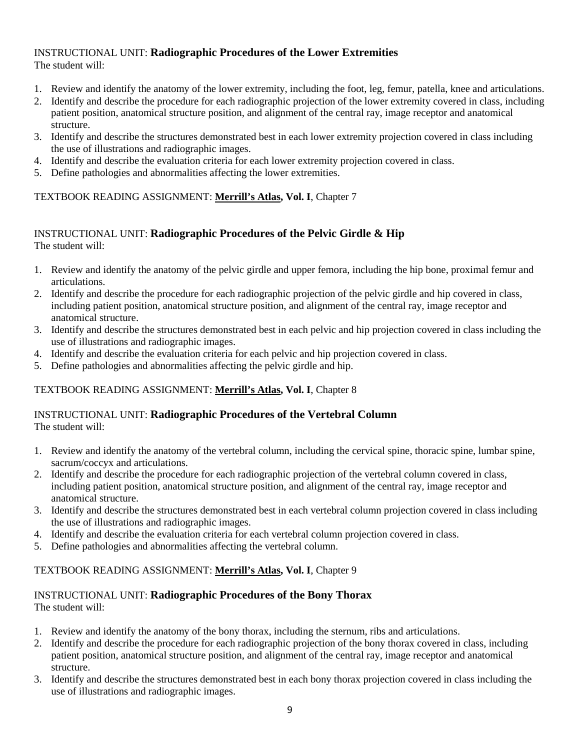INSTRUCTIONAL UNIT: **Radiographic Procedures of the Lower Extremities**
The student will:

1. Review and identify the anatomy of the lower extremity, including the foot, leg, femur, patella, knee and articulations.
2. Identify and describe the procedure for each radiographic projection of the lower extremity covered in class, including patient position, anatomical structure position, and alignment of the central ray, image receptor and anatomical structure.
3. Identify and describe the structures demonstrated best in each lower extremity projection covered in class including the use of illustrations and radiographic images.
4. Identify and describe the evaluation criteria for each lower extremity projection covered in class.
5. Define pathologies and abnormalities affecting the lower extremities.

TEXTBOOK READING ASSIGNMENT: **Merrill's Atlas, Vol. I**, Chapter 7

INSTRUCTIONAL UNIT: **Radiographic Procedures of the Pelvic Girdle & Hip**
The student will:

1. Review and identify the anatomy of the pelvic girdle and upper femora, including the hip bone, proximal femur and articulations.
2. Identify and describe the procedure for each radiographic projection of the pelvic girdle and hip covered in class, including patient position, anatomical structure position, and alignment of the central ray, image receptor and anatomical structure.
3. Identify and describe the structures demonstrated best in each pelvic and hip projection covered in class including the use of illustrations and radiographic images.
4. Identify and describe the evaluation criteria for each pelvic and hip projection covered in class.
5. Define pathologies and abnormalities affecting the pelvic girdle and hip.

TEXTBOOK READING ASSIGNMENT: **Merrill's Atlas, Vol. I**, Chapter 8

INSTRUCTIONAL UNIT: **Radiographic Procedures of the Vertebral Column**
The student will:

1. Review and identify the anatomy of the vertebral column, including the cervical spine, thoracic spine, lumbar spine, sacrum/coccyx and articulations.
2. Identify and describe the procedure for each radiographic projection of the vertebral column covered in class, including patient position, anatomical structure position, and alignment of the central ray, image receptor and anatomical structure.
3. Identify and describe the structures demonstrated best in each vertebral column projection covered in class including the use of illustrations and radiographic images.
4. Identify and describe the evaluation criteria for each vertebral column projection covered in class.
5. Define pathologies and abnormalities affecting the vertebral column.

TEXTBOOK READING ASSIGNMENT: **Merrill's Atlas, Vol. I**, Chapter 9

INSTRUCTIONAL UNIT: **Radiographic Procedures of the Bony Thorax**
The student will:

1. Review and identify the anatomy of the bony thorax, including the sternum, ribs and articulations.
2. Identify and describe the procedure for each radiographic projection of the bony thorax covered in class, including patient position, anatomical structure position, and alignment of the central ray, image receptor and anatomical structure.
3. Identify and describe the structures demonstrated best in each bony thorax projection covered in class including the use of illustrations and radiographic images.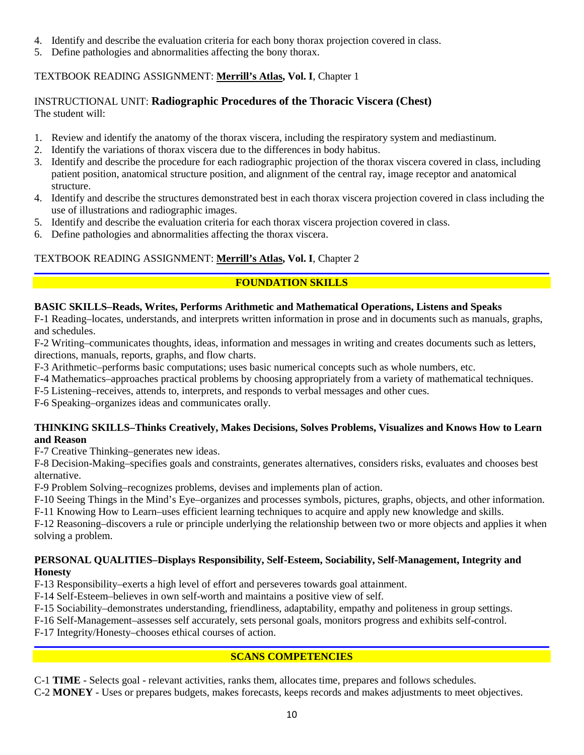4. Identify and describe the evaluation criteria for each bony thorax projection covered in class.
5. Define pathologies and abnormalities affecting the bony thorax.

TEXTBOOK READING ASSIGNMENT: **Merrill's Atlas, Vol. I**, Chapter 1

INSTRUCTIONAL UNIT: **Radiographic Procedures of the Thoracic Viscera (Chest)**
The student will:

1. Review and identify the anatomy of the thorax viscera, including the respiratory system and mediastinum.
2. Identify the variations of thorax viscera due to the differences in body habitus.
3. Identify and describe the procedure for each radiographic projection of the thorax viscera covered in class, including patient position, anatomical structure position, and alignment of the central ray, image receptor and anatomical structure.
4. Identify and describe the structures demonstrated best in each thorax viscera projection covered in class including the use of illustrations and radiographic images.
5. Identify and describe the evaluation criteria for each thorax viscera projection covered in class.
6. Define pathologies and abnormalities affecting the thorax viscera.

TEXTBOOK READING ASSIGNMENT: **Merrill's Atlas, Vol. I**, Chapter 2

## FOUNDATION SKILLS

**BASIC SKILLS–Reads, Writes, Performs Arithmetic and Mathematical Operations, Listens and Speaks**

F-1 Reading–locates, understands, and interprets written information in prose and in documents such as manuals, graphs, and schedules.
F-2 Writing–communicates thoughts, ideas, information and messages in writing and creates documents such as letters, directions, manuals, reports, graphs, and flow charts.
F-3 Arithmetic–performs basic computations; uses basic numerical concepts such as whole numbers, etc.
F-4 Mathematics–approaches practical problems by choosing appropriately from a variety of mathematical techniques.
F-5 Listening–receives, attends to, interprets, and responds to verbal messages and other cues.
F-6 Speaking–organizes ideas and communicates orally.

**THINKING SKILLS–Thinks Creatively, Makes Decisions, Solves Problems, Visualizes and Knows How to Learn and Reason**

F-7 Creative Thinking–generates new ideas.
F-8 Decision-Making–specifies goals and constraints, generates alternatives, considers risks, evaluates and chooses best alternative.
F-9 Problem Solving–recognizes problems, devises and implements plan of action.
F-10 Seeing Things in the Mind's Eye–organizes and processes symbols, pictures, graphs, objects, and other information.
F-11 Knowing How to Learn–uses efficient learning techniques to acquire and apply new knowledge and skills.
F-12 Reasoning–discovers a rule or principle underlying the relationship between two or more objects and applies it when solving a problem.

**PERSONAL QUALITIES–Displays Responsibility, Self-Esteem, Sociability, Self-Management, Integrity and Honesty**

F-13 Responsibility–exerts a high level of effort and perseveres towards goal attainment.
F-14 Self-Esteem–believes in own self-worth and maintains a positive view of self.
F-15 Sociability–demonstrates understanding, friendliness, adaptability, empathy and politeness in group settings.
F-16 Self-Management–assesses self accurately, sets personal goals, monitors progress and exhibits self-control.
F-17 Integrity/Honesty–chooses ethical courses of action.

## SCANS COMPETENCIES

C-1 **TIME** - Selects goal - relevant activities, ranks them, allocates time, prepares and follows schedules.
C-2 **MONEY** - Uses or prepares budgets, makes forecasts, keeps records and makes adjustments to meet objectives.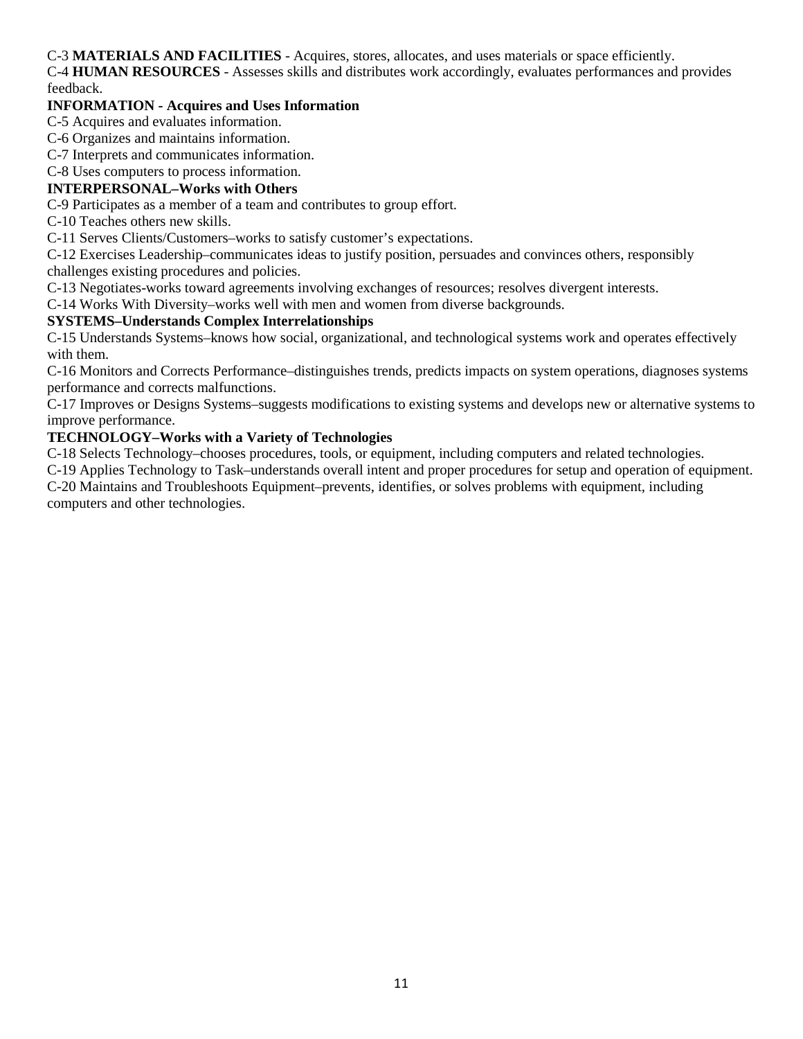C-3 **MATERIALS AND FACILITIES** - Acquires, stores, allocates, and uses materials or space efficiently.

C-4 **HUMAN RESOURCES** - Assesses skills and distributes work accordingly, evaluates performances and provides feedback.

**INFORMATION - Acquires and Uses Information**

C-5 Acquires and evaluates information.

C-6 Organizes and maintains information.

C-7 Interprets and communicates information.

C-8 Uses computers to process information.

**INTERPERSONAL–Works with Others**

C-9 Participates as a member of a team and contributes to group effort.

C-10 Teaches others new skills.

C-11 Serves Clients/Customers–works to satisfy customer's expectations.

C-12 Exercises Leadership–communicates ideas to justify position, persuades and convinces others, responsibly challenges existing procedures and policies.

C-13 Negotiates-works toward agreements involving exchanges of resources; resolves divergent interests.

C-14 Works With Diversity–works well with men and women from diverse backgrounds.

**SYSTEMS–Understands Complex Interrelationships**

C-15 Understands Systems–knows how social, organizational, and technological systems work and operates effectively with them.

C-16 Monitors and Corrects Performance–distinguishes trends, predicts impacts on system operations, diagnoses systems performance and corrects malfunctions.

C-17 Improves or Designs Systems–suggests modifications to existing systems and develops new or alternative systems to improve performance.

**TECHNOLOGY–Works with a Variety of Technologies**

C-18 Selects Technology–chooses procedures, tools, or equipment, including computers and related technologies.

C-19 Applies Technology to Task–understands overall intent and proper procedures for setup and operation of equipment.

C-20 Maintains and Troubleshoots Equipment–prevents, identifies, or solves problems with equipment, including computers and other technologies.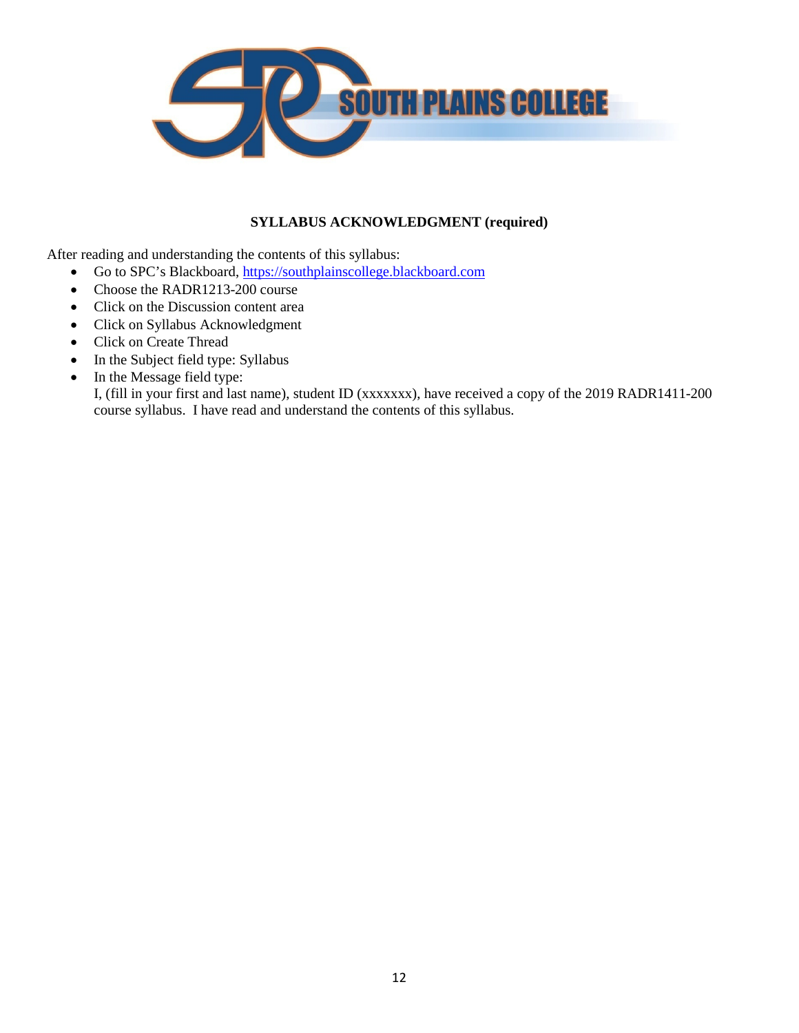SOUTH PLAINS COLLEGE

## SYLLABUS ACKNOWLEDGMENT (required)

After reading and understanding the contents of this syllabus:

- Go to SPC's Blackboard, https://southplainscollege.blackboard.com
- Choose the RADR1213-200 course
- Click on the Discussion content area
- Click on Syllabus Acknowledgment
- Click on Create Thread
- In the Subject field type: Syllabus
- In the Message field type:
  I, (fill in your first and last name), student ID (xxxxxxx), have received a copy of the 2019 RADR1411-200 course syllabus. I have read and understand the contents of this syllabus.